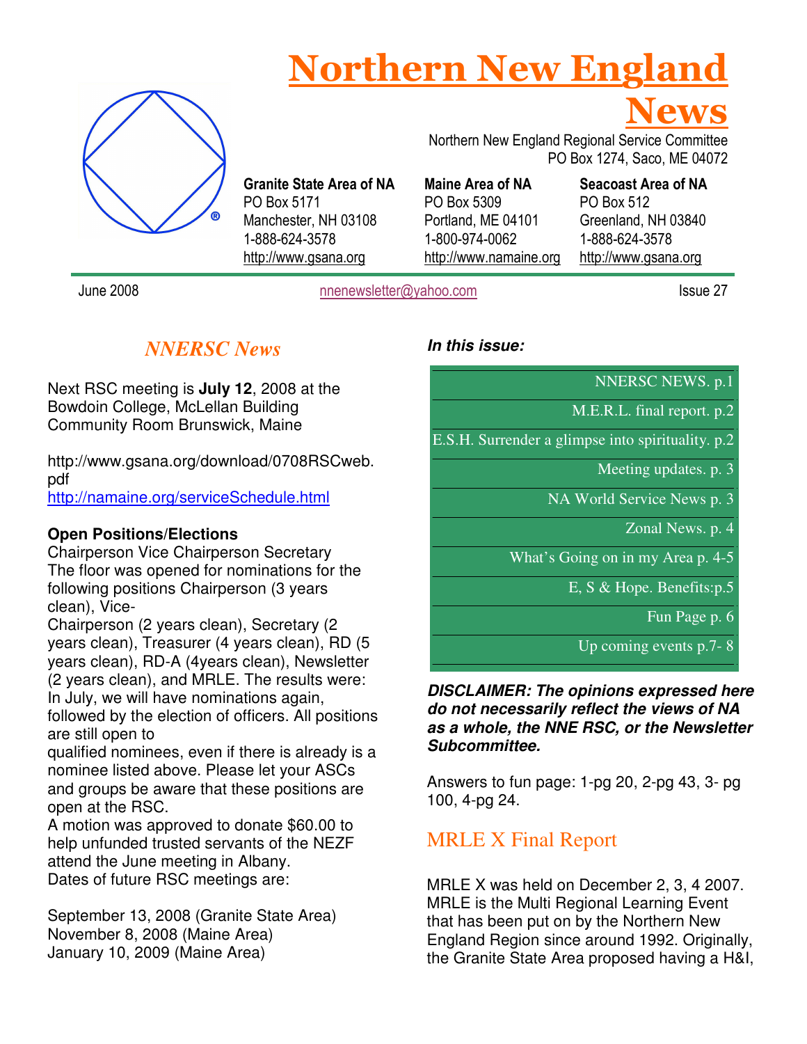# Northern New England News

Northern New England Regional Service Committee
PO Box 1274, Saco, ME 04072

**Granite State Area of NA**
PO Box 5171
Manchester, NH 03108
1-888-624-3578
http://www.gsana.org

**Maine Area of NA**
PO Box 5309
Portland, ME 04101
1-800-974-0062
http://www.namaine.org

**Seacoast Area of NA**
PO Box 512
Greenland, NH 03840
1-888-624-3578
http://www.gsana.org

June 2008 | nnenewsletter@yahoo.com | Issue 27

## *NNERSC News*

Next RSC meeting is **July 12**, 2008 at the Bowdoin College, McLellan Building Community Room Brunswick, Maine

http://www.gsana.org/download/0708RSCweb.pdf
http://namaine.org/serviceSchedule.html

**Open Positions/Elections**
Chairperson Vice Chairperson Secretary
The floor was opened for nominations for the following positions Chairperson (3 years clean), Vice-Chairperson (2 years clean), Secretary (2 years clean), Treasurer (4 years clean), RD (5 years clean), RD-A (4years clean), Newsletter (2 years clean), and MRLE. The results were: In July, we will have nominations again, followed by the election of officers. All positions are still open to qualified nominees, even if there is already is a nominee listed above. Please let your ASCs and groups be aware that these positions are open at the RSC.
A motion was approved to donate $60.00 to help unfunded trusted servants of the NEZF attend the June meeting in Albany.
Dates of future RSC meetings are:

September 13, 2008 (Granite State Area)
November 8, 2008 (Maine Area)
January 10, 2009 (Maine Area)

***In this issue:***

- NNERSC NEWS. p.1
- M.E.R.L. final report. p.2
- E.S.H. Surrender a glimpse into spirituality. p.2
- Meeting updates. p. 3
- NA World Service News p. 3
- Zonal News. p. 4
- What's Going on in my Area p. 4-5
- E, S & Hope. Benefits:p.5
- Fun Page p. 6
- Up coming events p.7- 8

***DISCLAIMER: The opinions expressed here do not necessarily reflect the views of NA as a whole, the NNE RSC, or the Newsletter Subcommittee.***

Answers to fun page: 1-pg 20, 2-pg 43, 3- pg 100, 4-pg 24.

## MRLE X Final Report

MRLE X was held on December 2, 3, 4 2007. MRLE is the Multi Regional Learning Event that has been put on by the Northern New England Region since around 1992. Originally, the Granite State Area proposed having a H&I,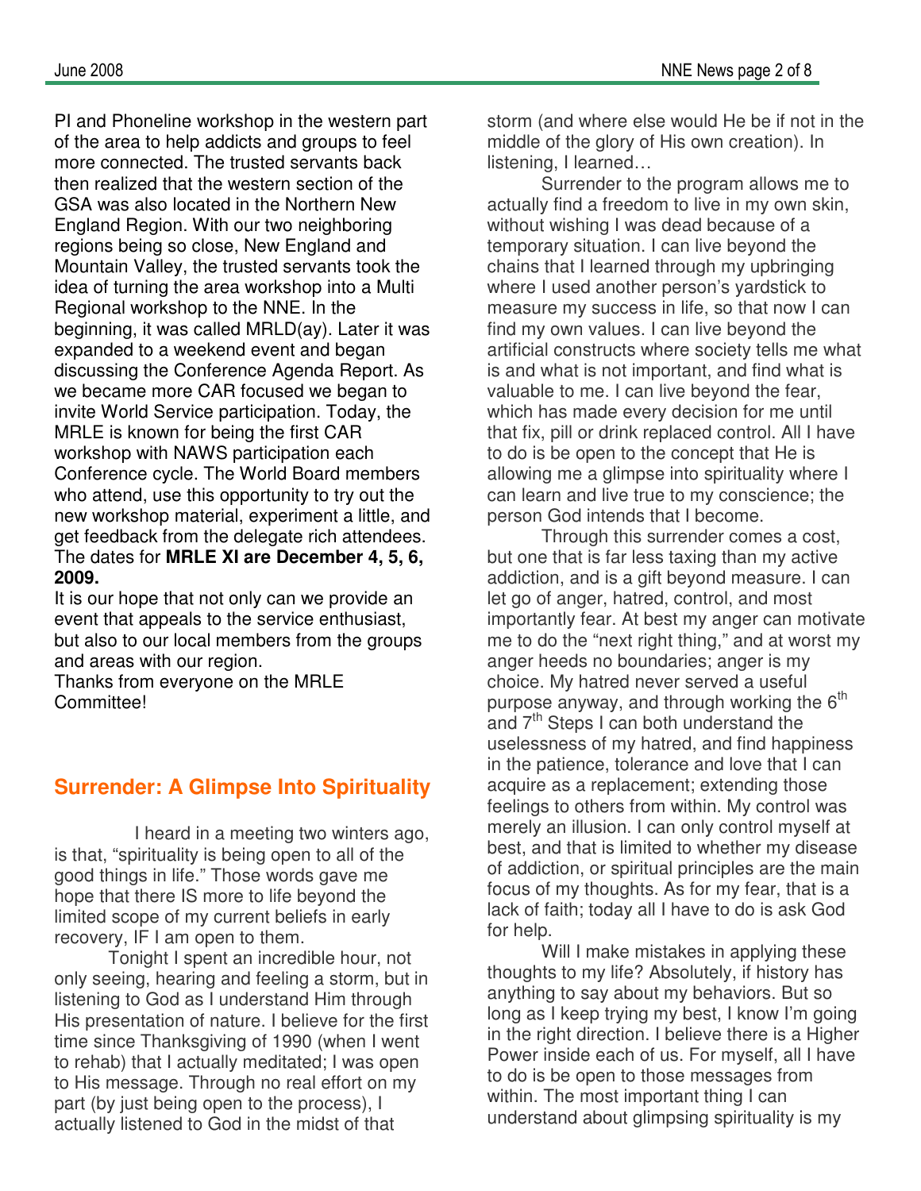PI and Phoneline workshop in the western part of the area to help addicts and groups to feel more connected. The trusted servants back then realized that the western section of the GSA was also located in the Northern New England Region. With our two neighboring regions being so close, New England and Mountain Valley, the trusted servants took the idea of turning the area workshop into a Multi Regional workshop to the NNE. In the beginning, it was called MRLD(ay). Later it was expanded to a weekend event and began discussing the Conference Agenda Report. As we became more CAR focused we began to invite World Service participation. Today, the MRLE is known for being the first CAR workshop with NAWS participation each Conference cycle. The World Board members who attend, use this opportunity to try out the new workshop material, experiment a little, and get feedback from the delegate rich attendees. The dates for **MRLE XI are December 4, 5, 6, 2009.**

It is our hope that not only can we provide an event that appeals to the service enthusiast, but also to our local members from the groups and areas with our region.

Thanks from everyone on the MRLE Committee!

## Surrender: A Glimpse Into Spirituality

I heard in a meeting two winters ago, is that, "spirituality is being open to all of the good things in life." Those words gave me hope that there IS more to life beyond the limited scope of my current beliefs in early recovery, IF I am open to them.

Tonight I spent an incredible hour, not only seeing, hearing and feeling a storm, but in listening to God as I understand Him through His presentation of nature. I believe for the first time since Thanksgiving of 1990 (when I went to rehab) that I actually meditated; I was open to His message. Through no real effort on my part (by just being open to the process), I actually listened to God in the midst of that storm (and where else would He be if not in the middle of the glory of His own creation). In listening, I learned…

Surrender to the program allows me to actually find a freedom to live in my own skin, without wishing I was dead because of a temporary situation. I can live beyond the chains that I learned through my upbringing where I used another person's yardstick to measure my success in life, so that now I can find my own values. I can live beyond the artificial constructs where society tells me what is and what is not important, and find what is valuable to me. I can live beyond the fear, which has made every decision for me until that fix, pill or drink replaced control. All I have to do is be open to the concept that He is allowing me a glimpse into spirituality where I can learn and live true to my conscience; the person God intends that I become.

Through this surrender comes a cost, but one that is far less taxing than my active addiction, and is a gift beyond measure. I can let go of anger, hatred, control, and most importantly fear. At best my anger can motivate me to do the "next right thing," and at worst my anger heeds no boundaries; anger is my choice. My hatred never served a useful purpose anyway, and through working the 6th and 7th Steps I can both understand the uselessness of my hatred, and find happiness in the patience, tolerance and love that I can acquire as a replacement; extending those feelings to others from within. My control was merely an illusion. I can only control myself at best, and that is limited to whether my disease of addiction, or spiritual principles are the main focus of my thoughts. As for my fear, that is a lack of faith; today all I have to do is ask God for help.

Will I make mistakes in applying these thoughts to my life? Absolutely, if history has anything to say about my behaviors. But so long as I keep trying my best, I know I'm going in the right direction. I believe there is a Higher Power inside each of us. For myself, all I have to do is be open to those messages from within. The most important thing I can understand about glimpsing spirituality is my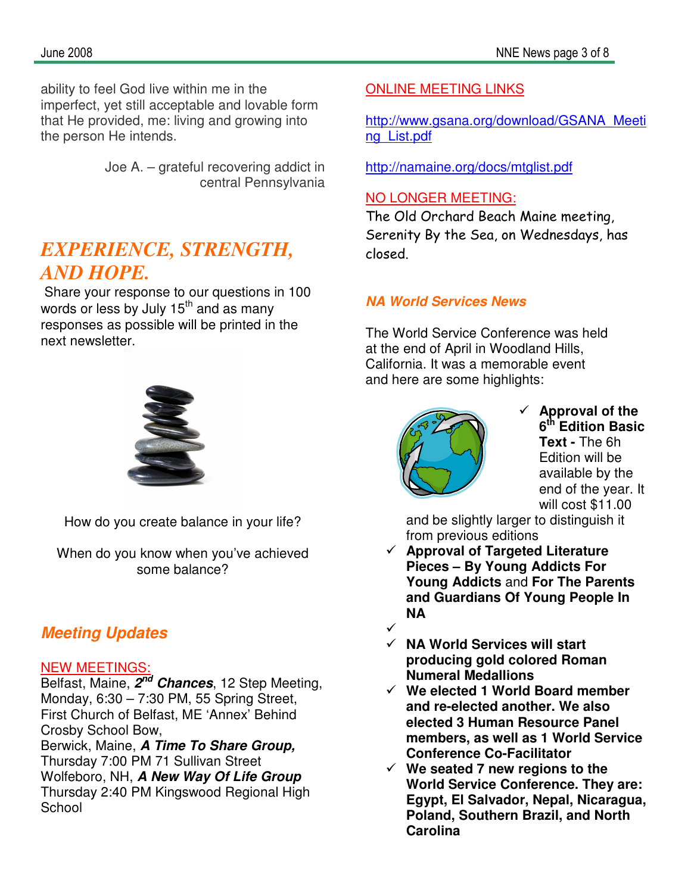ability to feel God live within me in the imperfect, yet still acceptable and lovable form that He provided, me: living and growing into the person He intends.

Joe A. – grateful recovering addict in central Pennsylvania

## *EXPERIENCE, STRENGTH, AND HOPE.*

Share your response to our questions in 100 words or less by July 15th and as many responses as possible will be printed in the next newsletter.

How do you create balance in your life?

When do you know when you've achieved some balance?

## *Meeting Updates*

NEW MEETINGS:

Belfast, Maine, ***2nd Chances***, 12 Step Meeting, Monday, 6:30 – 7:30 PM, 55 Spring Street, First Church of Belfast, ME 'Annex' Behind Crosby School Bow,

Berwick, Maine, ***A Time To Share Group,*** Thursday 7:00 PM 71 Sullivan Street

Wolfeboro, NH, ***A New Way Of Life Group*** Thursday 2:40 PM Kingswood Regional High School

ONLINE MEETING LINKS

http://www.gsana.org/download/GSANA_Meeting_List.pdf

http://namaine.org/docs/mtglist.pdf

NO LONGER MEETING:

The Old Orchard Beach Maine meeting, Serenity By the Sea, on Wednesdays, has closed.

## *NA World Services News*

The World Service Conference was held at the end of April in Woodland Hills, California. It was a memorable event and here are some highlights:

- ✓ **Approval of the 6th Edition Basic Text -** The 6h Edition will be available by the end of the year. It will cost $11.00 and be slightly larger to distinguish it from previous editions
- ✓ **Approval of Targeted Literature Pieces – By Young Addicts For Young Addicts** and **For The Parents and Guardians Of Young People In NA**
- ✓
- ✓ **NA World Services will start producing gold colored Roman Numeral Medallions**
- ✓ **We elected 1 World Board member and re-elected another. We also elected 3 Human Resource Panel members, as well as 1 World Service Conference Co-Facilitator**
- ✓ **We seated 7 new regions to the World Service Conference. They are: Egypt, El Salvador, Nepal, Nicaragua, Poland, Southern Brazil, and North Carolina**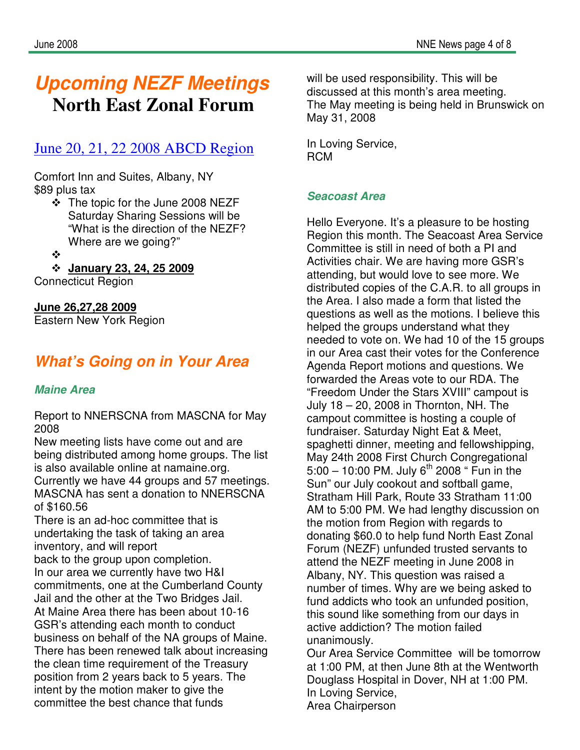# *Upcoming NEZF Meetings*

## North East Zonal Forum

### June 20, 21, 22 2008 ABCD Region

Comfort Inn and Suites, Albany, NY
$89 plus tax

- The topic for the June 2008 NEZF Saturday Sharing Sessions will be “What is the direction of the NEZF? Where are we going?”
- 
- **January 23, 24, 25 2009**

Connecticut Region

**June 26,27,28 2009**
Eastern New York Region

## *What's Going on in Your Area*

### *Maine Area*

Report to NNERSCNA from MASCNA for May 2008
New meeting lists have come out and are being distributed among home groups. The list is also available online at namaine.org. Currently we have 44 groups and 57 meetings. MASCNA has sent a donation to NNERSCNA of $160.56
There is an ad-hoc committee that is undertaking the task of taking an area inventory, and will report back to the group upon completion.
In our area we currently have two H&I commitments, one at the Cumberland County Jail and the other at the Two Bridges Jail.
At Maine Area there has been about 10-16 GSR's attending each month to conduct business on behalf of the NA groups of Maine. There has been renewed talk about increasing the clean time requirement of the Treasury position from 2 years back to 5 years. The intent by the motion maker to give the committee the best chance that funds will be used responsibility. This will be discussed at this month's area meeting.
The May meeting is being held in Brunswick on May 31, 2008

In Loving Service,
RCM

### *Seacoast Area*

Hello Everyone. It's a pleasure to be hosting Region this month. The Seacoast Area Service Committee is still in need of both a PI and Activities chair. We are having more GSR's attending, but would love to see more. We distributed copies of the C.A.R. to all groups in the Area. I also made a form that listed the questions as well as the motions. I believe this helped the groups understand what they needed to vote on. We had 10 of the 15 groups in our Area cast their votes for the Conference Agenda Report motions and questions. We forwarded the Areas vote to our RDA. The “Freedom Under the Stars XVIII” campout is July 18 – 20, 2008 in Thornton, NH. The campout committee is hosting a couple of fundraiser. Saturday Night Eat & Meet, spaghetti dinner, meeting and fellowshipping, May 24th 2008 First Church Congregational 5:00 – 10:00 PM. July 6th 2008 “ Fun in the Sun” our July cookout and softball game, Stratham Hill Park, Route 33 Stratham 11:00 AM to 5:00 PM. We had lengthy discussion on the motion from Region with regards to donating $60.0 to help fund North East Zonal Forum (NEZF) unfunded trusted servants to attend the NEZF meeting in June 2008 in Albany, NY. This question was raised a number of times. Why are we being asked to fund addicts who took an unfunded position, this sound like something from our days in active addiction? The motion failed unanimously.
Our Area Service Committee will be tomorrow at 1:00 PM, at then June 8th at the Wentworth Douglass Hospital in Dover, NH at 1:00 PM.
In Loving Service,
Area Chairperson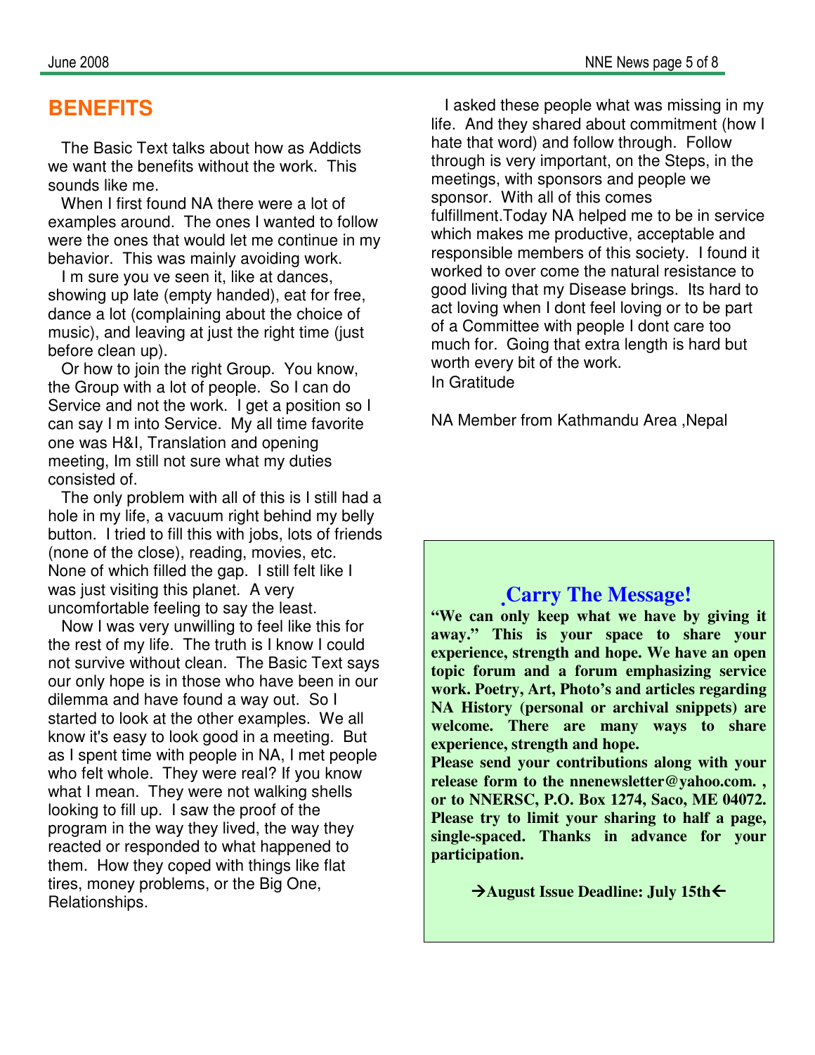## BENEFITS

The Basic Text talks about how as Addicts we want the benefits without the work. This sounds like me.

When I first found NA there were a lot of examples around. The ones I wanted to follow were the ones that would let me continue in my behavior. This was mainly avoiding work.

I m sure you ve seen it, like at dances, showing up late (empty handed), eat for free, dance a lot (complaining about the choice of music), and leaving at just the right time (just before clean up).

Or how to join the right Group. You know, the Group with a lot of people. So I can do Service and not the work. I get a position so I can say I m into Service. My all time favorite one was H&I, Translation and opening meeting, Im still not sure what my duties consisted of.

The only problem with all of this is I still had a hole in my life, a vacuum right behind my belly button. I tried to fill this with jobs, lots of friends (none of the close), reading, movies, etc. None of which filled the gap. I still felt like I was just visiting this planet. A very uncomfortable feeling to say the least.

Now I was very unwilling to feel like this for the rest of my life. The truth is I know I could not survive without clean. The Basic Text says our only hope is in those who have been in our dilemma and have found a way out. So I started to look at the other examples. We all know it's easy to look good in a meeting. But as I spent time with people in NA, I met people who felt whole. They were real? If you know what I mean. They were not walking shells looking to fill up. I saw the proof of the program in the way they lived, the way they reacted or responded to what happened to them. How they coped with things like flat tires, money problems, or the Big One, Relationships.

I asked these people what was missing in my life. And they shared about commitment (how I hate that word) and follow through. Follow through is very important, on the Steps, in the meetings, with sponsors and people we sponsor. With all of this comes fulfillment.Today NA helped me to be in service which makes me productive, acceptable and responsible members of this society. I found it worked to over come the natural resistance to good living that my Disease brings. Its hard to act loving when I dont feel loving or to be part of a Committee with people I dont care too much for. Going that extra length is hard but worth every bit of the work.

In Gratitude

NA Member from Kathmandu Area ,Nepal

### Carry The Message!

**"We can only keep what we have by giving it away." This is your space to share your experience, strength and hope. We have an open topic forum and a forum emphasizing service work. Poetry, Art, Photo's and articles regarding NA History (personal or archival snippets) are welcome. There are many ways to share experience, strength and hope.**

**Please send your contributions along with your release form to the nnenewsletter@yahoo.com. , or to NNERSC, P.O. Box 1274, Saco, ME 04072. Please try to limit your sharing to half a page, single-spaced. Thanks in advance for your participation.**

**→August Issue Deadline: July 15th←**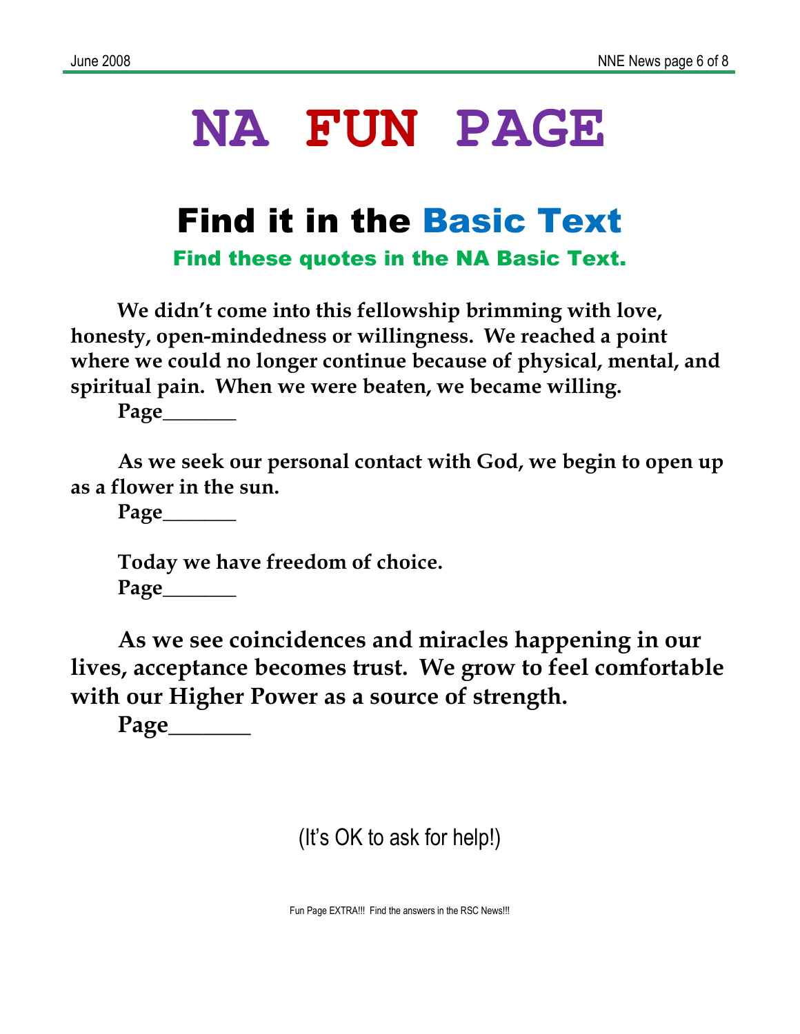# NA FUN PAGE

## Find it in the Basic Text

**Find these quotes in the NA Basic Text.**

**We didn't come into this fellowship brimming with love, honesty, open-mindedness or willingness. We reached a point where we could no longer continue because of physical, mental, and spiritual pain. When we were beaten, we became willing.**

**Page_______**

**As we seek our personal contact with God, we begin to open up as a flower in the sun.**

**Page_______**

**Today we have freedom of choice.**

**Page_______**

**As we see coincidences and miracles happening in our lives, acceptance becomes trust. We grow to feel comfortable with our Higher Power as a source of strength.**

**Page_______**

(It's OK to ask for help!)

Fun Page EXTRA!!! Find the answers in the RSC News!!!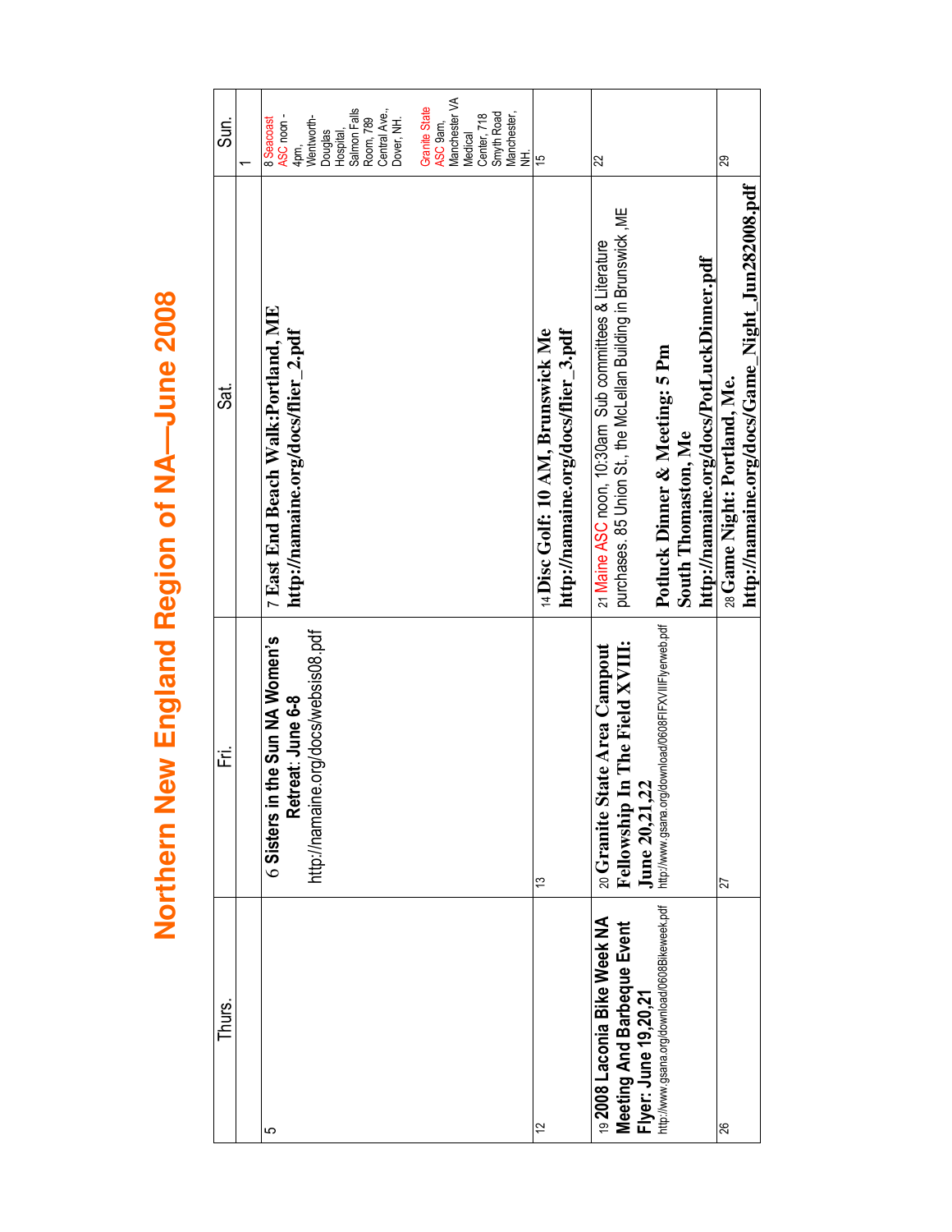# Northern New England Region of NA—June 2008

| Thurs. | Fri. | Sat. | Sun. |
|---|---|---|---|
| | | | 1 |
| 5 | 6 **Sisters in the Sun NA Women's Retreat: June 6-8** http://namaine.org/docs/websis08.pdf | 7 **East End Beach Walk:Portland, ME http://namaine.org/docs/flier_2.pdf** | 8 Seacoast ASC noon - 4pm, Wentworth-Douglas Hospital, Salmon Falls Room, 789 Central Ave., Dover, NH. Granite State ASC 9am, Manchester VA Medical Center, 718 Smyth Road Manchester, NH. |
| 12 | 13 | 14 **Disc Golf: 10 AM, Brunswick Me http://namaine.org/docs/flier_3.pdf** | 15 |
| 19 **2008 Laconia Bike Week NA Meeting And Barbeque Event Flyer: June 19,20,21** http://www.gsana.org/download/0608Bikeweek.pdf | 20 **Granite State Area Campout Fellowship In The Field XVIII: June 20,21,22** http://www.gsana.org/download/0608FIFXVIIIFlyerweb.pdf | 21 Maine ASC noon, 10:30am Sub committees & Literature purchases. 85 Union St., the McLellan Building in Brunswick ,ME **Potluck Dinner & Meeting; 5 Pm South Thomaston, Me http://namaine.org/docs/PotLuckDinner.pdf** | 22 |
| 26 | 27 | 28 **Game Night: Portland, Me. http://namaine.org/docs/Game_Night_Jun282008.pdf** | 29 |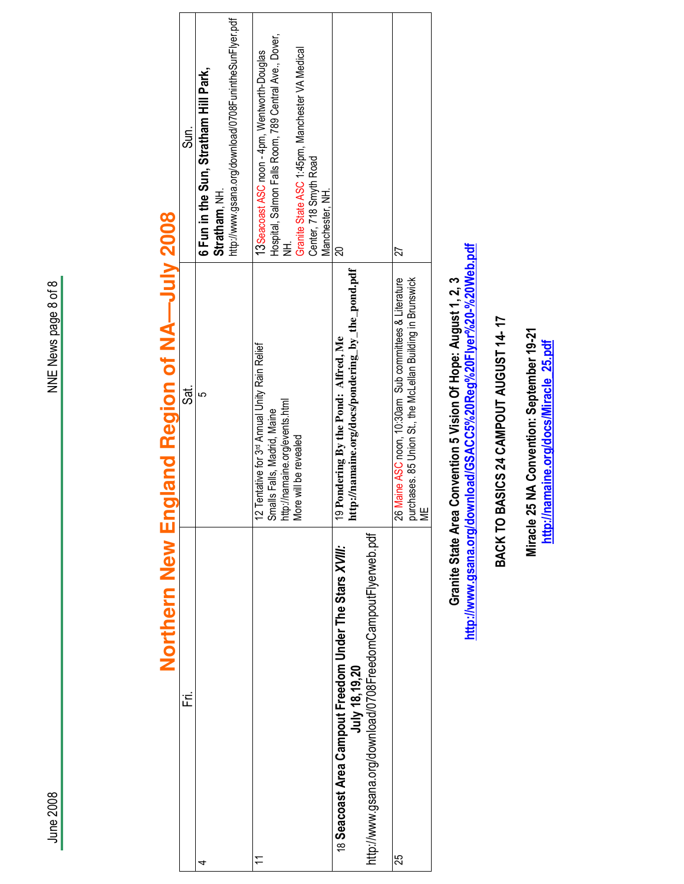# Northern New England Region of NA—July 2008

| Fri. | Sat. | Sun. |
|---|---|---|
| 4 | 5 | **6 Fun in the Sun, Stratham Hill Park, Stratham**, NH. http://www.gsana.org/download/0708FunintheSunFlyer.pdf |
| 11 | 12 Tentative for 3rd Annual Unity Rain Relief Smalls Falls, Madrid, Maine http://namaine.org/events.html More will be revealed | 13 Seacoast ASC noon - 4pm, Wentworth-Douglas Hospital, Salmon Falls Room, 789 Central Ave., Dover, NH. Granite State ASC 1:45pm, Manchester VA Medical Center, 718 Smyth Road Manchester, NH. |
| 18 **Seacoast Area Campout Freedom Under The Stars *XVIII:* July 18,19,20** http://www.gsana.org/download/0708FreedomCampoutFlyerweb.pdf | 19 **Pondering By the Pond: Alfred, Me http://namaine.org/docs/pondering_by_the_pond.pdf** | 20 |
| 25 | 26 Maine ASC noon, 10:30am Sub committees & Literature purchases. 85 Union St., the McLellan Building in Brunswick ME | 27 |

**Granite State Area Convention 5 Vision Of Hope: August 1, 2, 3**
**http://www.gsana.org/download/GSACC5%20Reg%20Flyer%20-%20Web.pdf**

**BACK TO BASICS 24 CAMPOUT AUGUST 14- 17**

**Miracle 25 NA Convention: September 19-21**
**http://namaine.org/docs/Miracle_25.pdf**